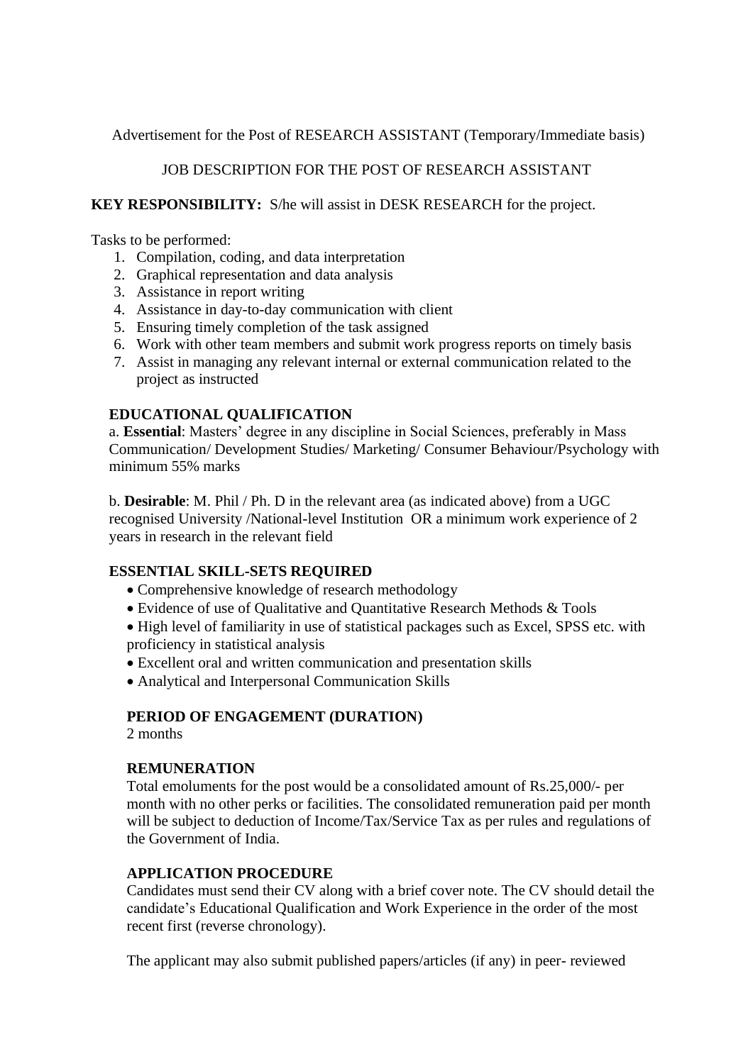Advertisement for the Post of RESEARCH ASSISTANT (Temporary/Immediate basis)

JOB DESCRIPTION FOR THE POST OF RESEARCH ASSISTANT

**KEY RESPONSIBILITY:** S/he will assist in DESK RESEARCH for the project.

Tasks to be performed:

1. Compilation, coding, and data interpretation
2. Graphical representation and data analysis
3. Assistance in report writing
4. Assistance in day-to-day communication with client
5. Ensuring timely completion of the task assigned
6. Work with other team members and submit work progress reports on timely basis
7. Assist in managing any relevant internal or external communication related to the project as instructed

**EDUCATIONAL QUALIFICATION**

a. **Essential**: Masters' degree in any discipline in Social Sciences, preferably in Mass Communication/ Development Studies/ Marketing/ Consumer Behaviour/Psychology with minimum 55% marks

b. **Desirable**: M. Phil / Ph. D in the relevant area (as indicated above) from a UGC recognised University /National-level Institution OR a minimum work experience of 2 years in research in the relevant field

**ESSENTIAL SKILL-SETS REQUIRED**

- Comprehensive knowledge of research methodology
- Evidence of use of Qualitative and Quantitative Research Methods & Tools
- High level of familiarity in use of statistical packages such as Excel, SPSS etc. with proficiency in statistical analysis
- Excellent oral and written communication and presentation skills
- Analytical and Interpersonal Communication Skills

**PERIOD OF ENGAGEMENT (DURATION)**

2 months

**REMUNERATION**

Total emoluments for the post would be a consolidated amount of Rs.25,000/- per month with no other perks or facilities. The consolidated remuneration paid per month will be subject to deduction of Income/Tax/Service Tax as per rules and regulations of the Government of India.

**APPLICATION PROCEDURE**

Candidates must send their CV along with a brief cover note. The CV should detail the candidate's Educational Qualification and Work Experience in the order of the most recent first (reverse chronology).

The applicant may also submit published papers/articles (if any) in peer- reviewed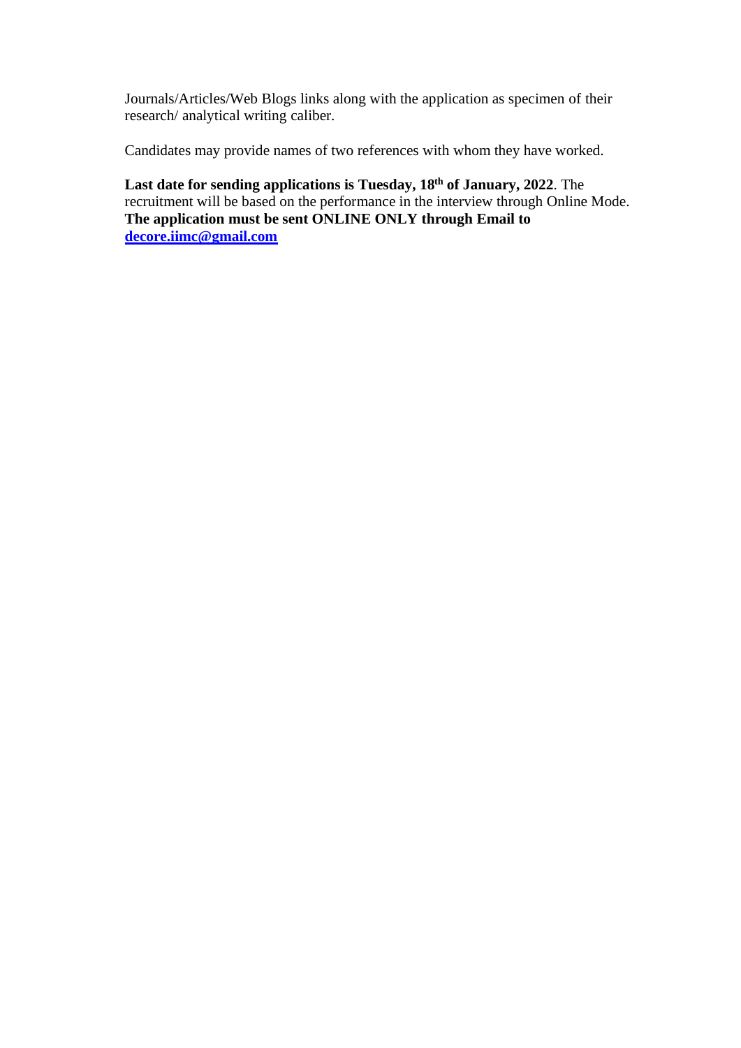Journals/Articles/Web Blogs links along with the application as specimen of their research/ analytical writing caliber.

Candidates may provide names of two references with whom they have worked.

**Last date for sending applications is Tuesday, 18th of January, 2022**. The recruitment will be based on the performance in the interview through Online Mode. **The application must be sent ONLINE ONLY through Email to [decore.iimc@gmail.com](mailto:decore.iimc@gmail.com)**